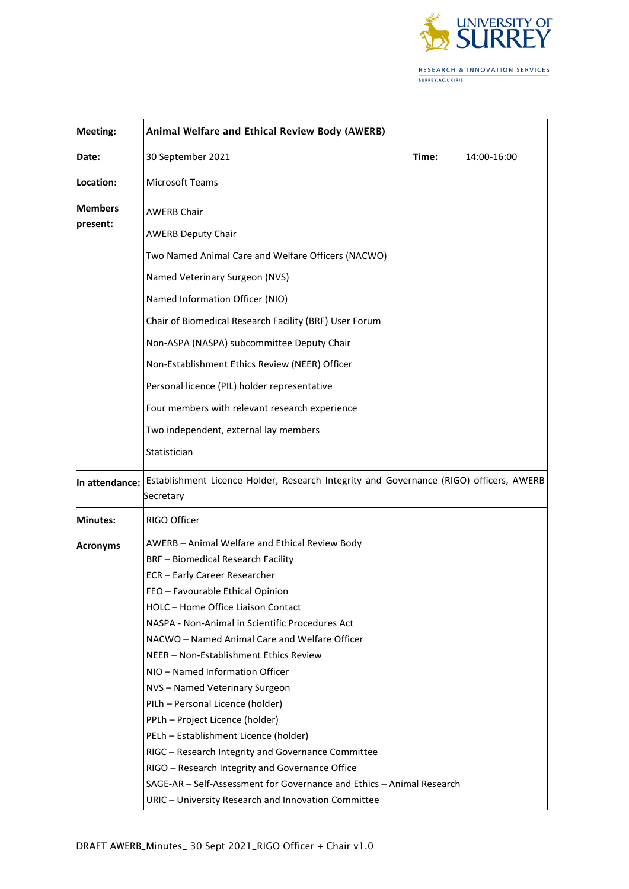| Meeting: | Animal Welfare and Ethical Review Body (AWERB) | | |
|---|---|---|---|
| Date: | 30 September 2021 | Time: | 14:00-16:00 |
| Location: | Microsoft Teams | | |
| Members present: | AWERB Chair<br>AWERB Deputy Chair<br>Two Named Animal Care and Welfare Officers (NACWO)<br>Named Veterinary Surgeon (NVS)<br>Named Information Officer (NIO)<br>Chair of Biomedical Research Facility (BRF) User Forum<br>Non-ASPA (NASPA) subcommittee Deputy Chair<br>Non-Establishment Ethics Review (NEER) Officer<br>Personal licence (PIL) holder representative<br>Four members with relevant research experience<br>Two independent, external lay members<br>Statistician | | |
| In attendance: | Establishment Licence Holder, Research Integrity and Governance (RIGO) officers, AWERB Secretary | | |
| Minutes: | RIGO Officer | | |
| Acronyms | AWERB – Animal Welfare and Ethical Review Body<br>BRF – Biomedical Research Facility<br>ECR – Early Career Researcher<br>FEO – Favourable Ethical Opinion<br>HOLC – Home Office Liaison Contact<br>NASPA - Non-Animal in Scientific Procedures Act<br>NACWO – Named Animal Care and Welfare Officer<br>NEER – Non-Establishment Ethics Review<br>NIO – Named Information Officer<br>NVS – Named Veterinary Surgeon<br>PILh – Personal Licence (holder)<br>PPLh – Project Licence (holder)<br>PELh – Establishment Licence (holder)<br>RIGC – Research Integrity and Governance Committee<br>RIGO – Research Integrity and Governance Office<br>SAGE-AR – Self-Assessment for Governance and Ethics – Animal Research<br>URIC – University Research and Innovation Committee | | |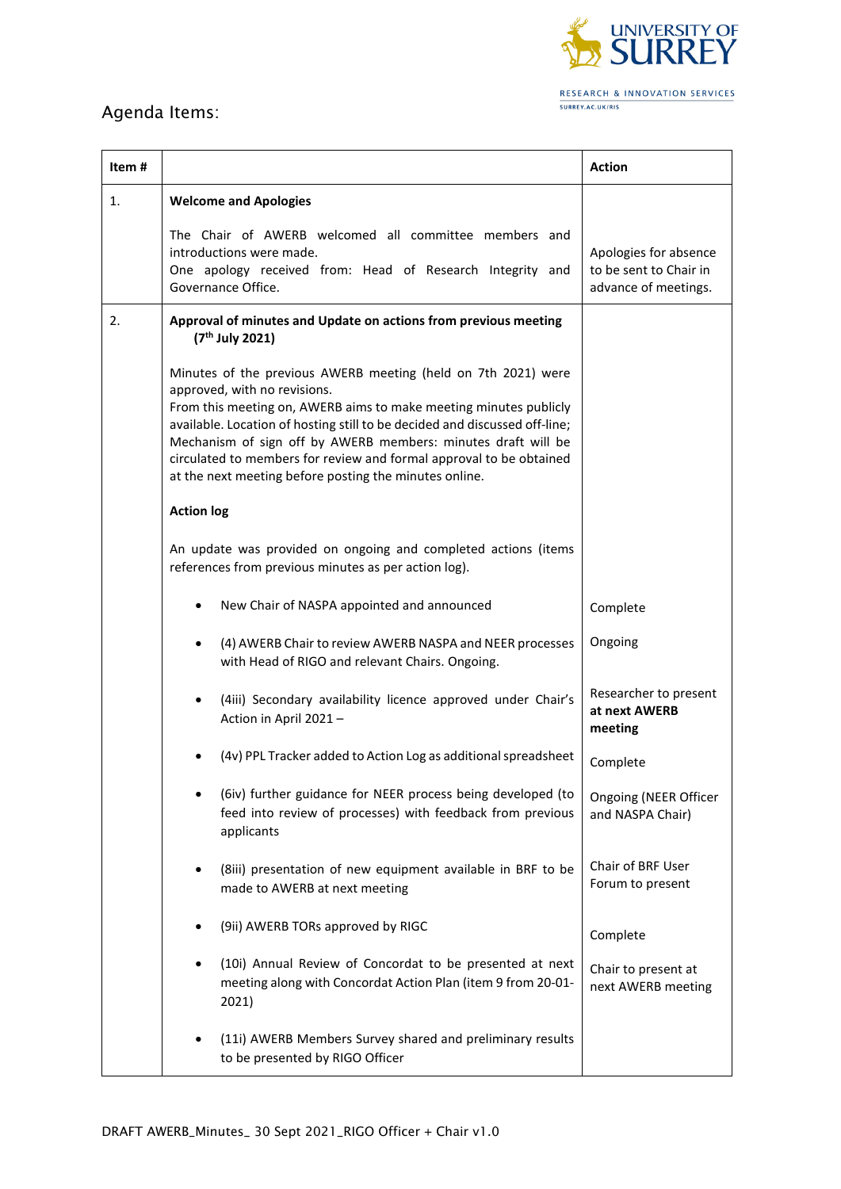## Agenda Items:

| Item # | | Action |
|---|---|---|
| 1. | **Welcome and Apologies**<br><br>The Chair of AWERB welcomed all committee members and introductions were made.<br>One apology received from: Head of Research Integrity and Governance Office. | Apologies for absence to be sent to Chair in advance of meetings. |
| 2. | **Approval of minutes and Update on actions from previous meeting (7th July 2021)**<br><br>Minutes of the previous AWERB meeting (held on 7th 2021) were approved, with no revisions.<br>From this meeting on, AWERB aims to make meeting minutes publicly available. Location of hosting still to be decided and discussed off-line; Mechanism of sign off by AWERB members: minutes draft will be circulated to members for review and formal approval to be obtained at the next meeting before posting the minutes online.<br><br>**Action log**<br><br>An update was provided on ongoing and completed actions (items references from previous minutes as per action log). | |
| | • New Chair of NASPA appointed and announced | Complete |
| | • (4) AWERB Chair to review AWERB NASPA and NEER processes with Head of RIGO and relevant Chairs. Ongoing. | Ongoing |
| | • (4iii) Secondary availability licence approved under Chair's Action in April 2021 – | Researcher to present **at next AWERB meeting** |
| | • (4v) PPL Tracker added to Action Log as additional spreadsheet | Complete |
| | • (6iv) further guidance for NEER process being developed (to feed into review of processes) with feedback from previous applicants | Ongoing (NEER Officer and NASPA Chair) |
| | • (8iii) presentation of new equipment available in BRF to be made to AWERB at next meeting | Chair of BRF User Forum to present |
| | • (9ii) AWERB TORs approved by RIGC | Complete |
| | • (10i) Annual Review of Concordat to be presented at next meeting along with Concordat Action Plan (item 9 from 20-01-2021) | Chair to present at next AWERB meeting |
| | • (11i) AWERB Members Survey shared and preliminary results to be presented by RIGO Officer | |

DRAFT AWERB_Minutes_ 30 Sept 2021_RIGO Officer + Chair v1.0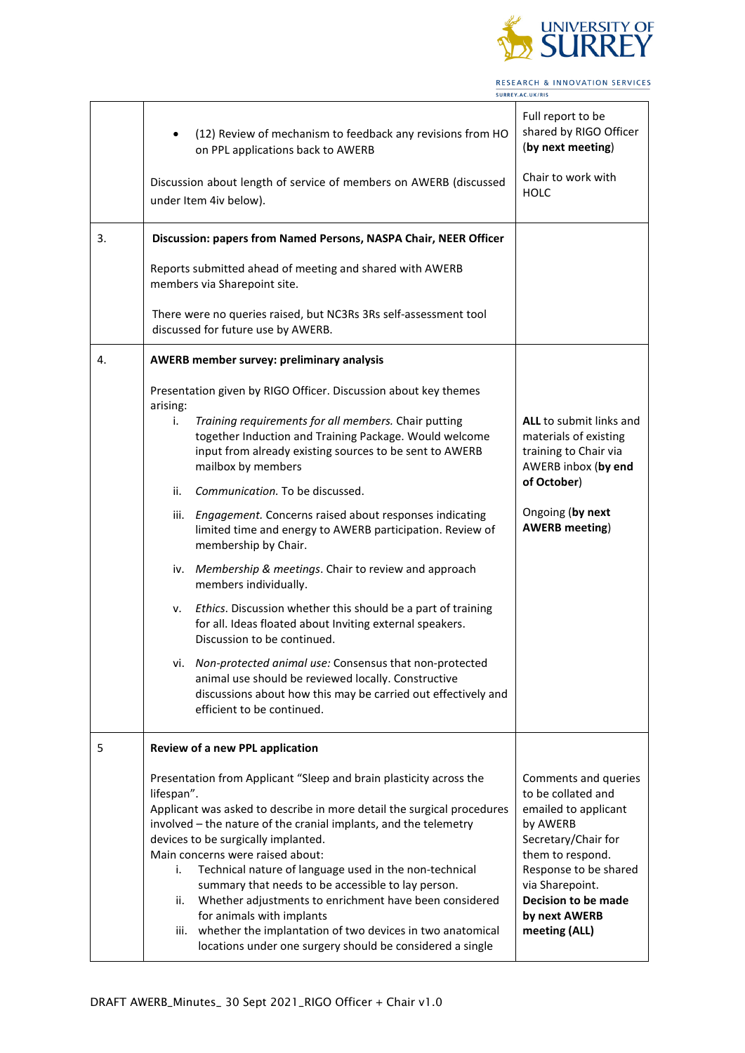| | | |
|---|---|---|
| | • (12) Review of mechanism to feedback any revisions from HO on PPL applications back to AWERB<br><br>Discussion about length of service of members on AWERB (discussed under Item 4iv below). | Full report to be shared by RIGO Officer (**by next meeting**)<br><br>Chair to work with HOLC |
| 3. | **Discussion: papers from Named Persons, NASPA Chair, NEER Officer**<br><br>Reports submitted ahead of meeting and shared with AWERB members via Sharepoint site.<br><br>There were no queries raised, but NC3Rs 3Rs self-assessment tool discussed for future use by AWERB. | |
| 4. | **AWERB member survey: preliminary analysis**<br><br>Presentation given by RIGO Officer. Discussion about key themes arising:<br>i. *Training requirements for all members.* Chair putting together Induction and Training Package. Would welcome input from already existing sources to be sent to AWERB mailbox by members<br>ii. *Communication.* To be discussed.<br>iii. *Engagement.* Concerns raised about responses indicating limited time and energy to AWERB participation. Review of membership by Chair.<br>iv. *Membership & meetings*. Chair to review and approach members individually.<br>v. *Ethics*. Discussion whether this should be a part of training for all. Ideas floated about Inviting external speakers. Discussion to be continued.<br>vi. *Non-protected animal use:* Consensus that non-protected animal use should be reviewed locally. Constructive discussions about how this may be carried out effectively and efficient to be continued. | **ALL** to submit links and materials of existing training to Chair via AWERB inbox (**by end of October**)<br><br>Ongoing (**by next AWERB meeting**) |
| 5 | **Review of a new PPL application**<br><br>Presentation from Applicant "Sleep and brain plasticity across the lifespan".<br>Applicant was asked to describe in more detail the surgical procedures involved – the nature of the cranial implants, and the telemetry devices to be surgically implanted.<br>Main concerns were raised about:<br>i. Technical nature of language used in the non-technical summary that needs to be accessible to lay person.<br>ii. Whether adjustments to enrichment have been considered for animals with implants<br>iii. whether the implantation of two devices in two anatomical locations under one surgery should be considered a single | Comments and queries to be collated and emailed to applicant by AWERB Secretary/Chair for them to respond. Response to be shared via Sharepoint.<br>**Decision to be made by next AWERB meeting (ALL)** |

DRAFT AWERB_Minutes_ 30 Sept 2021_RIGO Officer + Chair v1.0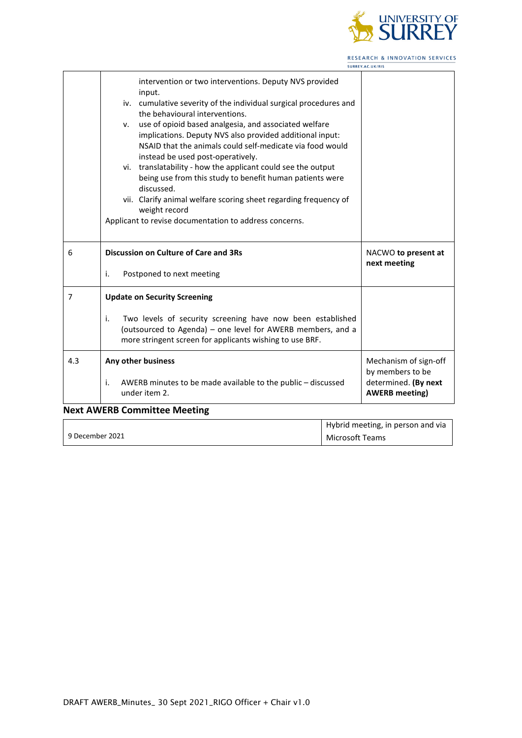| | | |
|---|---|---|
| | intervention or two interventions. Deputy NVS provided input.<br>iv. cumulative severity of the individual surgical procedures and the behavioural interventions.<br>v. use of opioid based analgesia, and associated welfare implications. Deputy NVS also provided additional input: NSAID that the animals could self-medicate via food would instead be used post-operatively.<br>vi. translatability - how the applicant could see the output being use from this study to benefit human patients were discussed.<br>vii. Clarify animal welfare scoring sheet regarding frequency of weight record<br>Applicant to revise documentation to address concerns. | |
| 6 | **Discussion on Culture of Care and 3Rs**<br><br>i. Postponed to next meeting | NACWO **to present at next meeting** |
| 7 | **Update on Security Screening**<br><br>i. Two levels of security screening have now been established (outsourced to Agenda) – one level for AWERB members, and a more stringent screen for applicants wishing to use BRF. | |
| 4.3 | **Any other business**<br><br>i. AWERB minutes to be made available to the public – discussed under item 2. | Mechanism of sign-off by members to be determined. **(By next AWERB meeting)** |

## Next AWERB Committee Meeting

| | |
|---|---|
| 9 December 2021 | Hybrid meeting, in person and via Microsoft Teams |